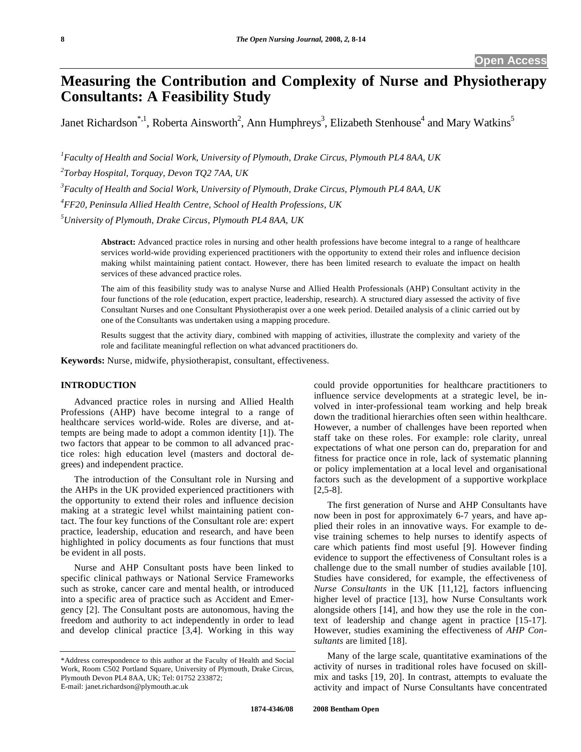Open Access

# Measuring the Contribution and Complexity of Nurse and Physiotherapy Consultants: A Feasibility Study

Janet Richardson[*,1], Roberta Ainsworth[2], Ann Humphreys[3], Elizabeth Stenhouse[4] and Mary Watkins[5]

[1]*Faculty of Health and Social Work, University of Plymouth, Drake Circus, Plymouth PL4 8AA, UK*

[2]*Torbay Hospital, Torquay, Devon TQ2 7AA, UK*

[3]*Faculty of Health and Social Work, University of Plymouth, Drake Circus, Plymouth PL4 8AA, UK*

[4]*FF20, Peninsula Allied Health Centre, School of Health Professions, UK*

[5]*University of Plymouth, Drake Circus, Plymouth PL4 8AA, UK*

**Abstract:** Advanced practice roles in nursing and other health professions have become integral to a range of healthcare services world-wide providing experienced practitioners with the opportunity to extend their roles and influence decision making whilst maintaining patient contact. However, there has been limited research to evaluate the impact on health services of these advanced practice roles.

The aim of this feasibility study was to analyse Nurse and Allied Health Professionals (AHP) Consultant activity in the four functions of the role (education, expert practice, leadership, research). A structured diary assessed the activity of five Consultant Nurses and one Consultant Physiotherapist over a one week period. Detailed analysis of a clinic carried out by one of the Consultants was undertaken using a mapping procedure.

Results suggest that the activity diary, combined with mapping of activities, illustrate the complexity and variety of the role and facilitate meaningful reflection on what advanced practitioners do.

**Keywords:** Nurse, midwife, physiotherapist, consultant, effectiveness.

## INTRODUCTION

Advanced practice roles in nursing and Allied Health Professions (AHP) have become integral to a range of healthcare services world-wide. Roles are diverse, and attempts are being made to adopt a common identity [1]). The two factors that appear to be common to all advanced practice roles: high education level (masters and doctoral degrees) and independent practice.

The introduction of the Consultant role in Nursing and the AHPs in the UK provided experienced practitioners with the opportunity to extend their roles and influence decision making at a strategic level whilst maintaining patient contact. The four key functions of the Consultant role are: expert practice, leadership, education and research, and have been highlighted in policy documents as four functions that must be evident in all posts.

Nurse and AHP Consultant posts have been linked to specific clinical pathways or National Service Frameworks such as stroke, cancer care and mental health, or introduced into a specific area of practice such as Accident and Emergency [2]. The Consultant posts are autonomous, having the freedom and authority to act independently in order to lead and develop clinical practice [3,4]. Working in this way could provide opportunities for healthcare practitioners to influence service developments at a strategic level, be involved in inter-professional team working and help break down the traditional hierarchies often seen within healthcare. However, a number of challenges have been reported when staff take on these roles. For example: role clarity, unreal expectations of what one person can do, preparation for and fitness for practice once in role, lack of systematic planning or policy implementation at a local level and organisational factors such as the development of a supportive workplace [2,5-8].

The first generation of Nurse and AHP Consultants have now been in post for approximately 6-7 years, and have applied their roles in an innovative ways. For example to devise training schemes to help nurses to identify aspects of care which patients find most useful [9]. However finding evidence to support the effectiveness of Consultant roles is a challenge due to the small number of studies available [10]. Studies have considered, for example, the effectiveness of *Nurse Consultants* in the UK [11,12], factors influencing higher level of practice [13], how Nurse Consultants work alongside others [14], and how they use the role in the context of leadership and change agent in practice [15-17]. However, studies examining the effectiveness of *AHP Consultants* are limited [18].

Many of the large scale, quantitative examinations of the activity of nurses in traditional roles have focused on skill-mix and tasks [19, 20]. In contrast, attempts to evaluate the activity and impact of Nurse Consultants have concentrated

*Address correspondence to this author at the Faculty of Health and Social Work, Room C502 Portland Square, University of Plymouth, Drake Circus, Plymouth Devon PL4 8AA, UK; Tel: 01752 233872;
E-mail: janet.richardson@plymouth.ac.uk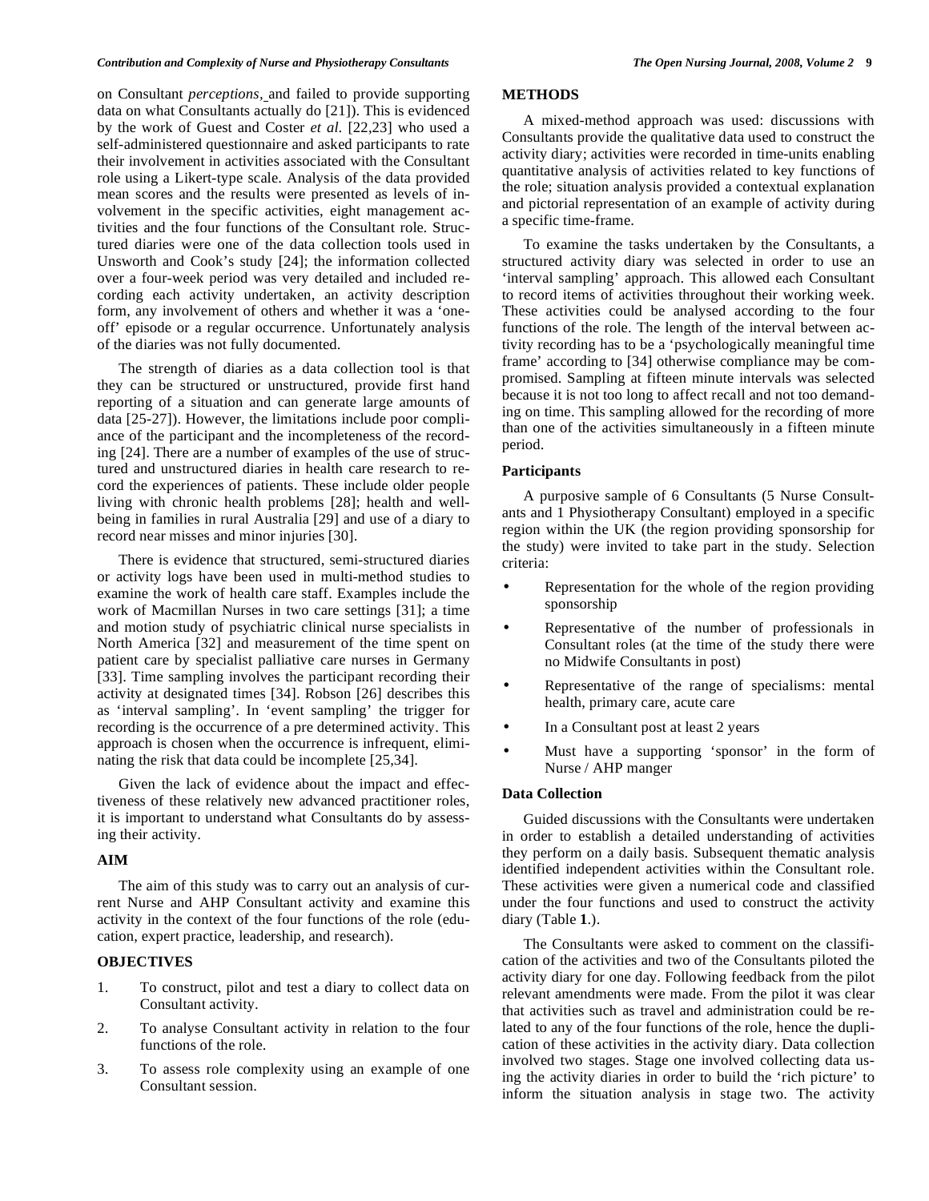on Consultant *perceptions*, and failed to provide supporting data on what Consultants actually do [21]). This is evidenced by the work of Guest and Coster *et al.* [22,23] who used a self-administered questionnaire and asked participants to rate their involvement in activities associated with the Consultant role using a Likert-type scale. Analysis of the data provided mean scores and the results were presented as levels of involvement in the specific activities, eight management activities and the four functions of the Consultant role. Structured diaries were one of the data collection tools used in Unsworth and Cook's study [24]; the information collected over a four-week period was very detailed and included recording each activity undertaken, an activity description form, any involvement of others and whether it was a 'one-off' episode or a regular occurrence. Unfortunately analysis of the diaries was not fully documented.

The strength of diaries as a data collection tool is that they can be structured or unstructured, provide first hand reporting of a situation and can generate large amounts of data [25-27]). However, the limitations include poor compliance of the participant and the incompleteness of the recording [24]. There are a number of examples of the use of structured and unstructured diaries in health care research to record the experiences of patients. These include older people living with chronic health problems [28]; health and well-being in families in rural Australia [29] and use of a diary to record near misses and minor injuries [30].

There is evidence that structured, semi-structured diaries or activity logs have been used in multi-method studies to examine the work of health care staff. Examples include the work of Macmillan Nurses in two care settings [31]; a time and motion study of psychiatric clinical nurse specialists in North America [32] and measurement of the time spent on patient care by specialist palliative care nurses in Germany [33]. Time sampling involves the participant recording their activity at designated times [34]. Robson [26] describes this as 'interval sampling'. In 'event sampling' the trigger for recording is the occurrence of a pre determined activity. This approach is chosen when the occurrence is infrequent, eliminating the risk that data could be incomplete [25,34].

Given the lack of evidence about the impact and effectiveness of these relatively new advanced practitioner roles, it is important to understand what Consultants do by assessing their activity.

## AIM

The aim of this study was to carry out an analysis of current Nurse and AHP Consultant activity and examine this activity in the context of the four functions of the role (education, expert practice, leadership, and research).

## OBJECTIVES

1. To construct, pilot and test a diary to collect data on Consultant activity.
2. To analyse Consultant activity in relation to the four functions of the role.
3. To assess role complexity using an example of one Consultant session.

## METHODS

A mixed-method approach was used: discussions with Consultants provide the qualitative data used to construct the activity diary; activities were recorded in time-units enabling quantitative analysis of activities related to key functions of the role; situation analysis provided a contextual explanation and pictorial representation of an example of activity during a specific time-frame.

To examine the tasks undertaken by the Consultants, a structured activity diary was selected in order to use an 'interval sampling' approach. This allowed each Consultant to record items of activities throughout their working week. These activities could be analysed according to the four functions of the role. The length of the interval between activity recording has to be a 'psychologically meaningful time frame' according to [34] otherwise compliance may be compromised. Sampling at fifteen minute intervals was selected because it is not too long to affect recall and not too demanding on time. This sampling allowed for the recording of more than one of the activities simultaneously in a fifteen minute period.

### Participants

A purposive sample of 6 Consultants (5 Nurse Consultants and 1 Physiotherapy Consultant) employed in a specific region within the UK (the region providing sponsorship for the study) were invited to take part in the study. Selection criteria:

- Representation for the whole of the region providing sponsorship
- Representative of the number of professionals in Consultant roles (at the time of the study there were no Midwife Consultants in post)
- Representative of the range of specialisms: mental health, primary care, acute care
- In a Consultant post at least 2 years
- Must have a supporting 'sponsor' in the form of Nurse / AHP manger

### Data Collection

Guided discussions with the Consultants were undertaken in order to establish a detailed understanding of activities they perform on a daily basis. Subsequent thematic analysis identified independent activities within the Consultant role. These activities were given a numerical code and classified under the four functions and used to construct the activity diary (Table **1**.).

The Consultants were asked to comment on the classification of the activities and two of the Consultants piloted the activity diary for one day. Following feedback from the pilot relevant amendments were made. From the pilot it was clear that activities such as travel and administration could be related to any of the four functions of the role, hence the duplication of these activities in the activity diary. Data collection involved two stages. Stage one involved collecting data using the activity diaries in order to build the 'rich picture' to inform the situation analysis in stage two. The activity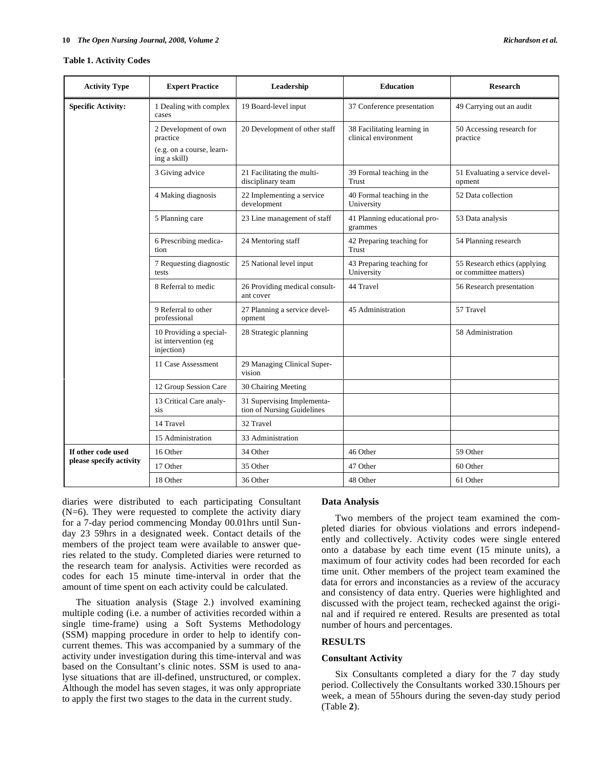**Table 1. Activity Codes**

| Activity Type | Expert Practice | Leadership | Education | Research |
|---|---|---|---|---|
| **Specific Activity:** | 1 Dealing with complex cases | 19 Board-level input | 37 Conference presentation | 49 Carrying out an audit |
| | 2 Development of own practice (e.g. on a course, learning a skill) | 20 Development of other staff | 38 Facilitating learning in clinical environment | 50 Accessing research for practice |
| | 3 Giving advice | 21 Facilitating the multi-disciplinary team | 39 Formal teaching in the Trust | 51 Evaluating a service development |
| | 4 Making diagnosis | 22 Implementing a service development | 40 Formal teaching in the University | 52 Data collection |
| | 5 Planning care | 23 Line management of staff | 41 Planning educational programmes | 53 Data analysis |
| | 6 Prescribing medication | 24 Mentoring staff | 42 Preparing teaching for Trust | 54 Planning research |
| | 7 Requesting diagnostic tests | 25 National level input | 43 Preparing teaching for University | 55 Research ethics (applying or committee matters) |
| | 8 Referral to medic | 26 Providing medical consultant cover | 44 Travel | 56 Research presentation |
| | 9 Referral to other professional | 27 Planning a service development | 45 Administration | 57 Travel |
| | 10 Providing a specialist intervention (eg injection) | 28 Strategic planning | | 58 Administration |
| | 11 Case Assessment | 29 Managing Clinical Supervision | | |
| | 12 Group Session Care | 30 Chairing Meeting | | |
| | 13 Critical Care analysis | 31 Supervising Implementation of Nursing Guidelines | | |
| | 14 Travel | 32 Travel | | |
| | 15 Administration | 33 Administration | | |
| **If other code used please specify activity** | 16 Other | 34 Other | 46 Other | 59 Other |
| | 17 Other | 35 Other | 47 Other | 60 Other |
| | 18 Other | 36 Other | 48 Other | 61 Other |

diaries were distributed to each participating Consultant (N=6). They were requested to complete the activity diary for a 7-day period commencing Monday 00.01hrs until Sunday 23 59hrs in a designated week. Contact details of the members of the project team were available to answer queries related to the study. Completed diaries were returned to the research team for analysis. Activities were recorded as codes for each 15 minute time-interval in order that the amount of time spent on each activity could be calculated.

The situation analysis (Stage 2.) involved examining multiple coding (i.e. a number of activities recorded within a single time-frame) using a Soft Systems Methodology (SSM) mapping procedure in order to help to identify concurrent themes. This was accompanied by a summary of the activity under investigation during this time-interval and was based on the Consultant's clinic notes. SSM is used to analyse situations that are ill-defined, unstructured, or complex. Although the model has seven stages, it was only appropriate to apply the first two stages to the data in the current study.

### Data Analysis

Two members of the project team examined the completed diaries for obvious violations and errors independently and collectively. Activity codes were single entered onto a database by each time event (15 minute units), a maximum of four activity codes had been recorded for each time unit. Other members of the project team examined the data for errors and inconstancies as a review of the accuracy and consistency of data entry. Queries were highlighted and discussed with the project team, rechecked against the original and if required re entered. Results are presented as total number of hours and percentages.

## RESULTS

### Consultant Activity

Six Consultants completed a diary for the 7 day study period. Collectively the Consultants worked 330.15hours per week, a mean of 55hours during the seven-day study period (Table **2**).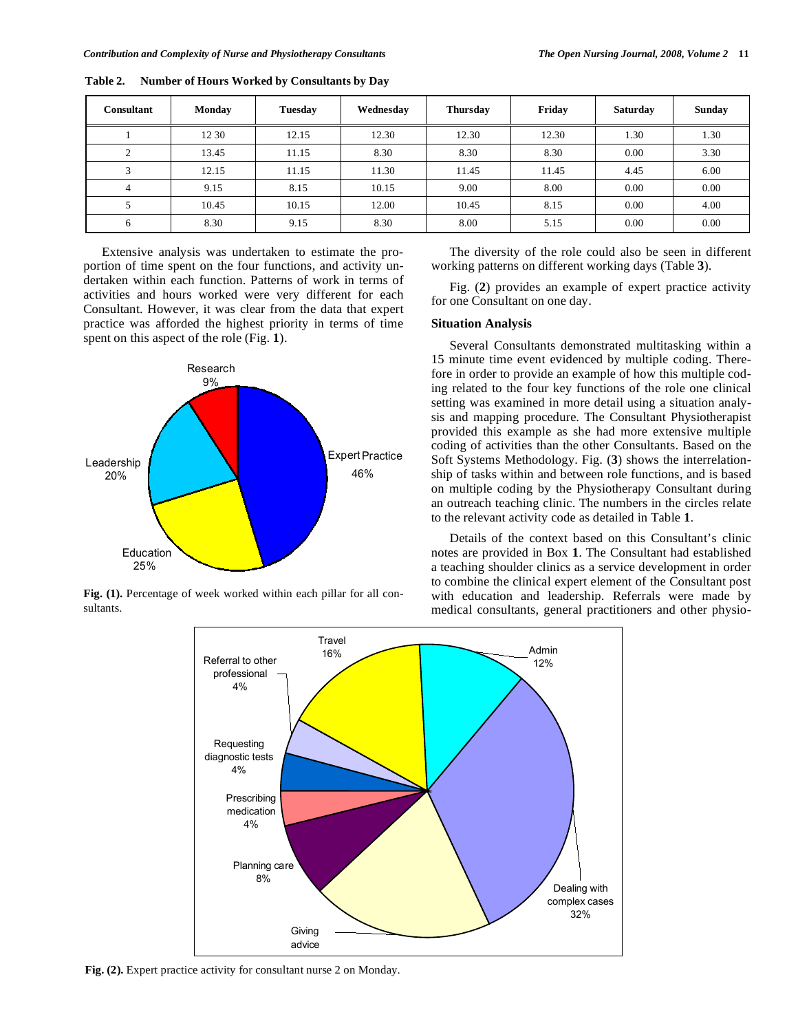**Table 2. Number of Hours Worked by Consultants by Day**

| Consultant | Monday | Tuesday | Wednesday | Thursday | Friday | Saturday | Sunday |
|---|---|---|---|---|---|---|---|
| 1 | 12 30 | 12.15 | 12.30 | 12.30 | 12.30 | 1.30 | 1.30 |
| 2 | 13.45 | 11.15 | 8.30 | 8.30 | 8.30 | 0.00 | 3.30 |
| 3 | 12.15 | 11.15 | 11.30 | 11.45 | 11.45 | 4.45 | 6.00 |
| 4 | 9.15 | 8.15 | 10.15 | 9.00 | 8.00 | 0.00 | 0.00 |
| 5 | 10.45 | 10.15 | 12.00 | 10.45 | 8.15 | 0.00 | 4.00 |
| 6 | 8.30 | 9.15 | 8.30 | 8.00 | 5.15 | 0.00 | 0.00 |

Extensive analysis was undertaken to estimate the proportion of time spent on the four functions, and activity undertaken within each function. Patterns of work in terms of activities and hours worked were very different for each Consultant. However, it was clear from the data that expert practice was afforded the highest priority in terms of time spent on this aspect of the role (Fig. **1**).

Research 9%, Expert Practice 46%, Education 25%, Leadership 20%

**Fig. (1).** Percentage of week worked within each pillar for all consultants.

The diversity of the role could also be seen in different working patterns on different working days (Table **3**).

Fig. (**2**) provides an example of expert practice activity for one Consultant on one day.

### Situation Analysis

Several Consultants demonstrated multitasking within a 15 minute time event evidenced by multiple coding. Therefore in order to provide an example of how this multiple coding related to the four key functions of the role one clinical setting was examined in more detail using a situation analysis and mapping procedure. The Consultant Physiotherapist provided this example as she had more extensive multiple coding of activities than the other Consultants. Based on the Soft Systems Methodology. Fig. (**3**) shows the interrelationship of tasks within and between role functions, and is based on multiple coding by the Physiotherapy Consultant during an outreach teaching clinic. The numbers in the circles relate to the relevant activity code as detailed in Table **1**.

Details of the context based on this Consultant's clinic notes are provided in Box **1**. The Consultant had established a teaching shoulder clinics as a service development in order to combine the clinical expert element of the Consultant post with education and leadership. Referrals were made by medical consultants, general practitioners and other physio-

Travel 16%, Admin 12%, Referral to other professional 4%, Requesting diagnostic tests 4%, Prescribing medication 4%, Planning care 8%, Giving advice, Dealing with complex cases 32%

**Fig. (2).** Expert practice activity for consultant nurse 2 on Monday.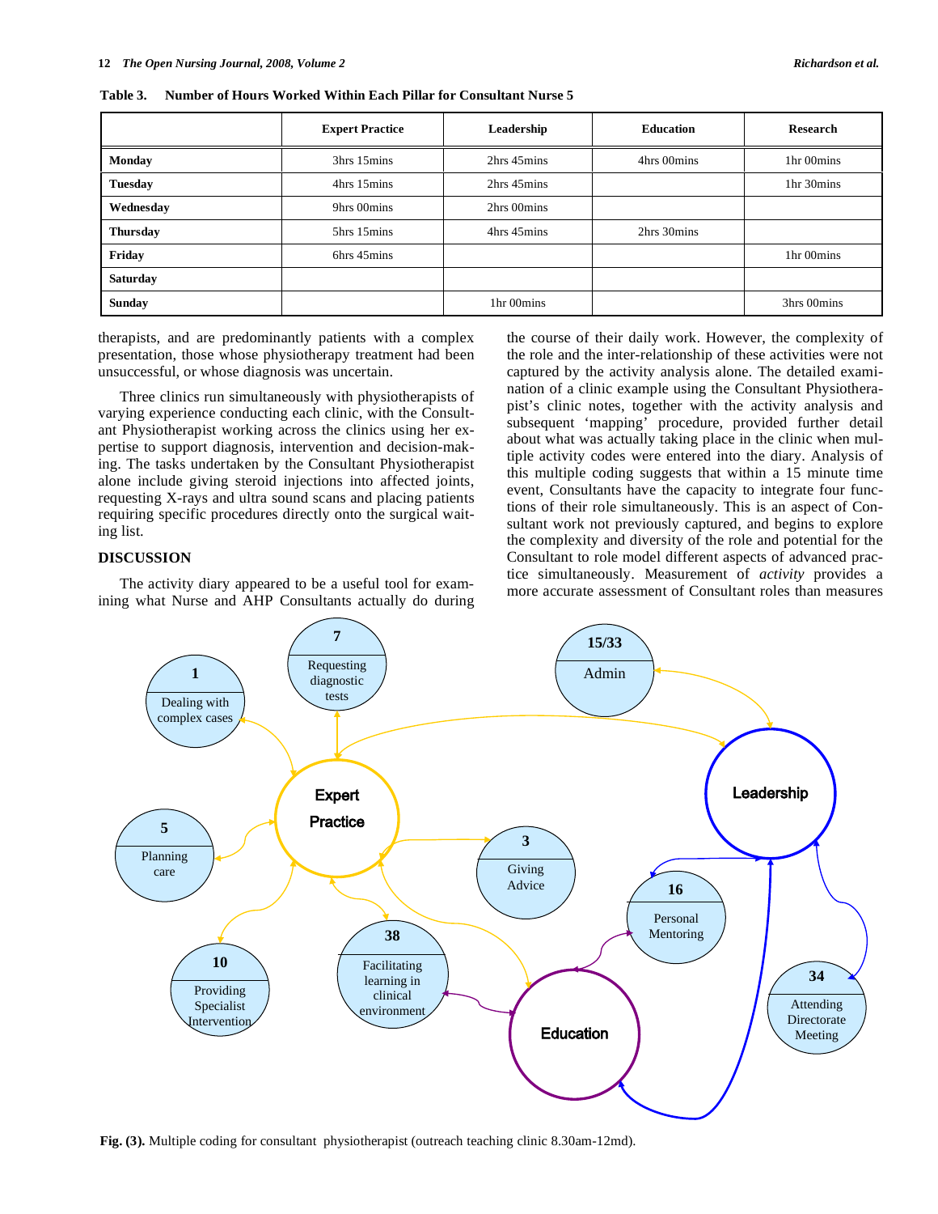**Table 3. Number of Hours Worked Within Each Pillar for Consultant Nurse 5**

| | Expert Practice | Leadership | Education | Research |
|---|---|---|---|---|
| **Monday** | 3hrs 15mins | 2hrs 45mins | 4hrs 00mins | 1hr 00mins |
| **Tuesday** | 4hrs 15mins | 2hrs 45mins | | 1hr 30mins |
| **Wednesday** | 9hrs 00mins | 2hrs 00mins | | |
| **Thursday** | 5hrs 15mins | 4hrs 45mins | 2hrs 30mins | |
| **Friday** | 6hrs 45mins | | | 1hr 00mins |
| **Saturday** | | | | |
| **Sunday** | | 1hr 00mins | | 3hrs 00mins |

therapists, and are predominantly patients with a complex presentation, those whose physiotherapy treatment had been unsuccessful, or whose diagnosis was uncertain.

Three clinics run simultaneously with physiotherapists of varying experience conducting each clinic, with the Consultant Physiotherapist working across the clinics using her expertise to support diagnosis, intervention and decision-making. The tasks undertaken by the Consultant Physiotherapist alone include giving steroid injections into affected joints, requesting X-rays and ultra sound scans and placing patients requiring specific procedures directly onto the surgical waiting list.

## DISCUSSION

The activity diary appeared to be a useful tool for examining what Nurse and AHP Consultants actually do during the course of their daily work. However, the complexity of the role and the inter-relationship of these activities were not captured by the activity analysis alone. The detailed examination of a clinic example using the Consultant Physiotherapist's clinic notes, together with the activity analysis and subsequent 'mapping' procedure, provided further detail about what was actually taking place in the clinic when multiple activity codes were entered into the diary. Analysis of this multiple coding suggests that within a 15 minute time event, Consultants have the capacity to integrate four functions of their role simultaneously. This is an aspect of Consultant work not previously captured, and begins to explore the complexity and diversity of the role and potential for the Consultant to role model different aspects of advanced practice simultaneously. Measurement of *activity* provides a more accurate assessment of Consultant roles than measures

**Fig. (3).** Multiple coding for consultant physiotherapist (outreach teaching clinic 8.30am-12md).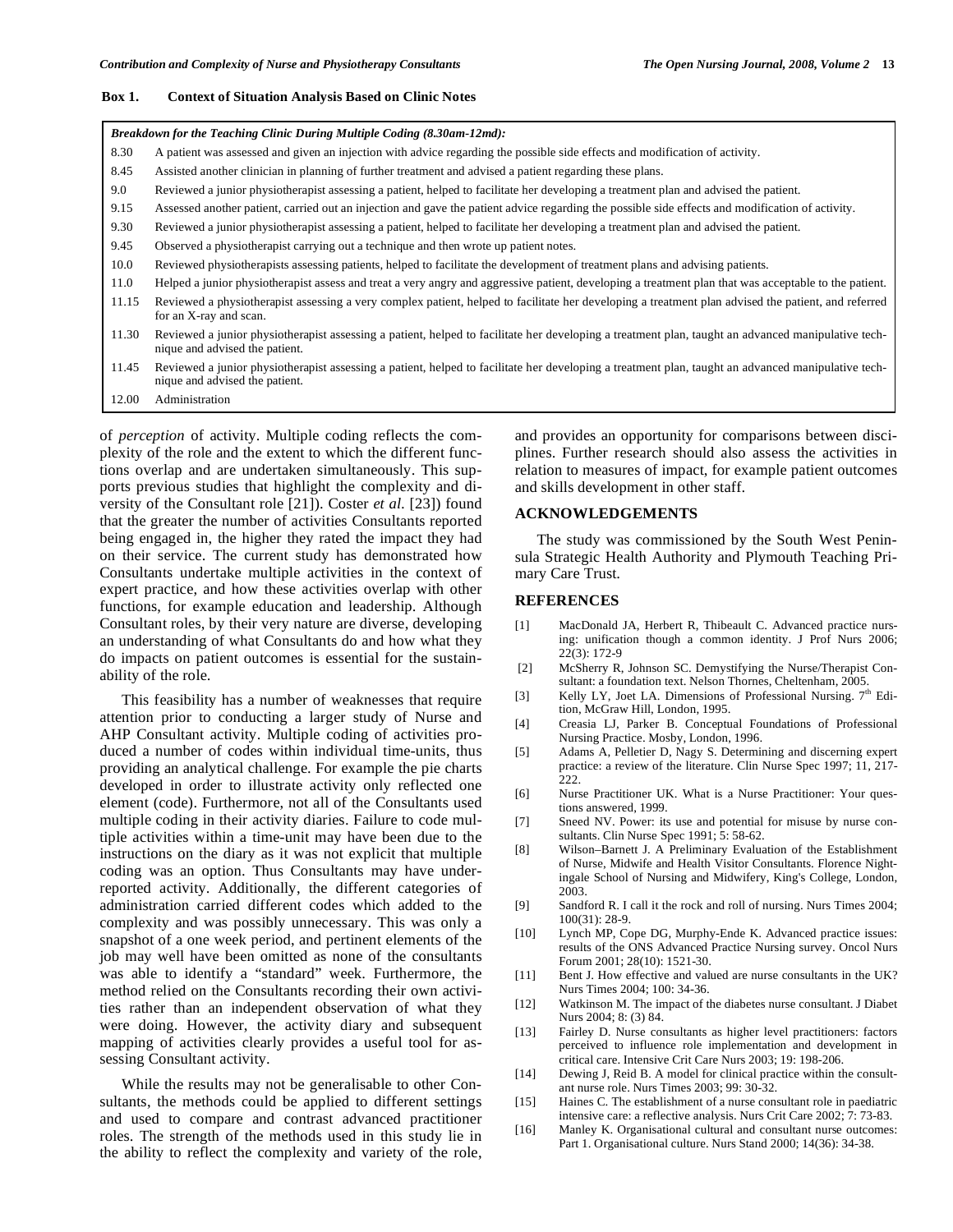**Box 1. Context of Situation Analysis Based on Clinic Notes**

| *Breakdown for the Teaching Clinic During Multiple Coding (8.30am-12md):* | |
|---|---|
| 8.30 | A patient was assessed and given an injection with advice regarding the possible side effects and modification of activity. |
| 8.45 | Assisted another clinician in planning of further treatment and advised a patient regarding these plans. |
| 9.0 | Reviewed a junior physiotherapist assessing a patient, helped to facilitate her developing a treatment plan and advised the patient. |
| 9.15 | Assessed another patient, carried out an injection and gave the patient advice regarding the possible side effects and modification of activity. |
| 9.30 | Reviewed a junior physiotherapist assessing a patient, helped to facilitate her developing a treatment plan and advised the patient. |
| 9.45 | Observed a physiotherapist carrying out a technique and then wrote up patient notes. |
| 10.0 | Reviewed physiotherapists assessing patients, helped to facilitate the development of treatment plans and advising patients. |
| 11.0 | Helped a junior physiotherapist assess and treat a very angry and aggressive patient, developing a treatment plan that was acceptable to the patient. |
| 11.15 | Reviewed a physiotherapist assessing a very complex patient, helped to facilitate her developing a treatment plan advised the patient, and referred for an X-ray and scan. |
| 11.30 | Reviewed a junior physiotherapist assessing a patient, helped to facilitate her developing a treatment plan, taught an advanced manipulative technique and advised the patient. |
| 11.45 | Reviewed a junior physiotherapist assessing a patient, helped to facilitate her developing a treatment plan, taught an advanced manipulative technique and advised the patient. |
| 12.00 | Administration |

of *perception* of activity. Multiple coding reflects the complexity of the role and the extent to which the different functions overlap and are undertaken simultaneously. This supports previous studies that highlight the complexity and diversity of the Consultant role [21]). Coster *et al.* [23]) found that the greater the number of activities Consultants reported being engaged in, the higher they rated the impact they had on their service. The current study has demonstrated how Consultants undertake multiple activities in the context of expert practice, and how these activities overlap with other functions, for example education and leadership. Although Consultant roles, by their very nature are diverse, developing an understanding of what Consultants do and how what they do impacts on patient outcomes is essential for the sustainability of the role.

This feasibility has a number of weaknesses that require attention prior to conducting a larger study of Nurse and AHP Consultant activity. Multiple coding of activities produced a number of codes within individual time-units, thus providing an analytical challenge. For example the pie charts developed in order to illustrate activity only reflected one element (code). Furthermore, not all of the Consultants used multiple coding in their activity diaries. Failure to code multiple activities within a time-unit may have been due to the instructions on the diary as it was not explicit that multiple coding was an option. Thus Consultants may have under-reported activity. Additionally, the different categories of administration carried different codes which added to the complexity and was possibly unnecessary. This was only a snapshot of a one week period, and pertinent elements of the job may well have been omitted as none of the consultants was able to identify a "standard" week. Furthermore, the method relied on the Consultants recording their own activities rather than an independent observation of what they were doing. However, the activity diary and subsequent mapping of activities clearly provides a useful tool for assessing Consultant activity.

While the results may not be generalisable to other Consultants, the methods could be applied to different settings and used to compare and contrast advanced practitioner roles. The strength of the methods used in this study lie in the ability to reflect the complexity and variety of the role, and provides an opportunity for comparisons between disciplines. Further research should also assess the activities in relation to measures of impact, for example patient outcomes and skills development in other staff.

## ACKNOWLEDGEMENTS

The study was commissioned by the South West Peninsula Strategic Health Authority and Plymouth Teaching Primary Care Trust.

## REFERENCES

[1] MacDonald JA, Herbert R, Thibeault C. Advanced practice nursing: unification though a common identity. J Prof Nurs 2006; 22(3): 172-9

[2] McSherry R, Johnson SC. Demystifying the Nurse/Therapist Consultant: a foundation text. Nelson Thornes, Cheltenham, 2005.

[3] Kelly LY, Joet LA. Dimensions of Professional Nursing. 7th Edition, McGraw Hill, London, 1995.

[4] Creasia LJ, Parker B. Conceptual Foundations of Professional Nursing Practice. Mosby, London, 1996.

[5] Adams A, Pelletier D, Nagy S. Determining and discerning expert practice: a review of the literature. Clin Nurse Spec 1997; 11, 217-222.

[6] Nurse Practitioner UK. What is a Nurse Practitioner: Your questions answered, 1999.

[7] Sneed NV. Power: its use and potential for misuse by nurse consultants. Clin Nurse Spec 1991; 5: 58-62.

[8] Wilson–Barnett J. A Preliminary Evaluation of the Establishment of Nurse, Midwife and Health Visitor Consultants. Florence Nightingale School of Nursing and Midwifery, King's College, London, 2003.

[9] Sandford R. I call it the rock and roll of nursing. Nurs Times 2004; 100(31): 28-9.

[10] Lynch MP, Cope DG, Murphy-Ende K. Advanced practice issues: results of the ONS Advanced Practice Nursing survey. Oncol Nurs Forum 2001; 28(10): 1521-30.

[11] Bent J. How effective and valued are nurse consultants in the UK? Nurs Times 2004; 100: 34-36.

[12] Watkinson M. The impact of the diabetes nurse consultant. J Diabet Nurs 2004; 8: (3) 84.

[13] Fairley D. Nurse consultants as higher level practitioners: factors perceived to influence role implementation and development in critical care. Intensive Crit Care Nurs 2003; 19: 198-206.

[14] Dewing J, Reid B. A model for clinical practice within the consultant nurse role. Nurs Times 2003; 99: 30-32.

[15] Haines C. The establishment of a nurse consultant role in paediatric intensive care: a reflective analysis. Nurs Crit Care 2002; 7: 73-83.

[16] Manley K. Organisational cultural and consultant nurse outcomes: Part 1. Organisational culture. Nurs Stand 2000; 14(36): 34-38.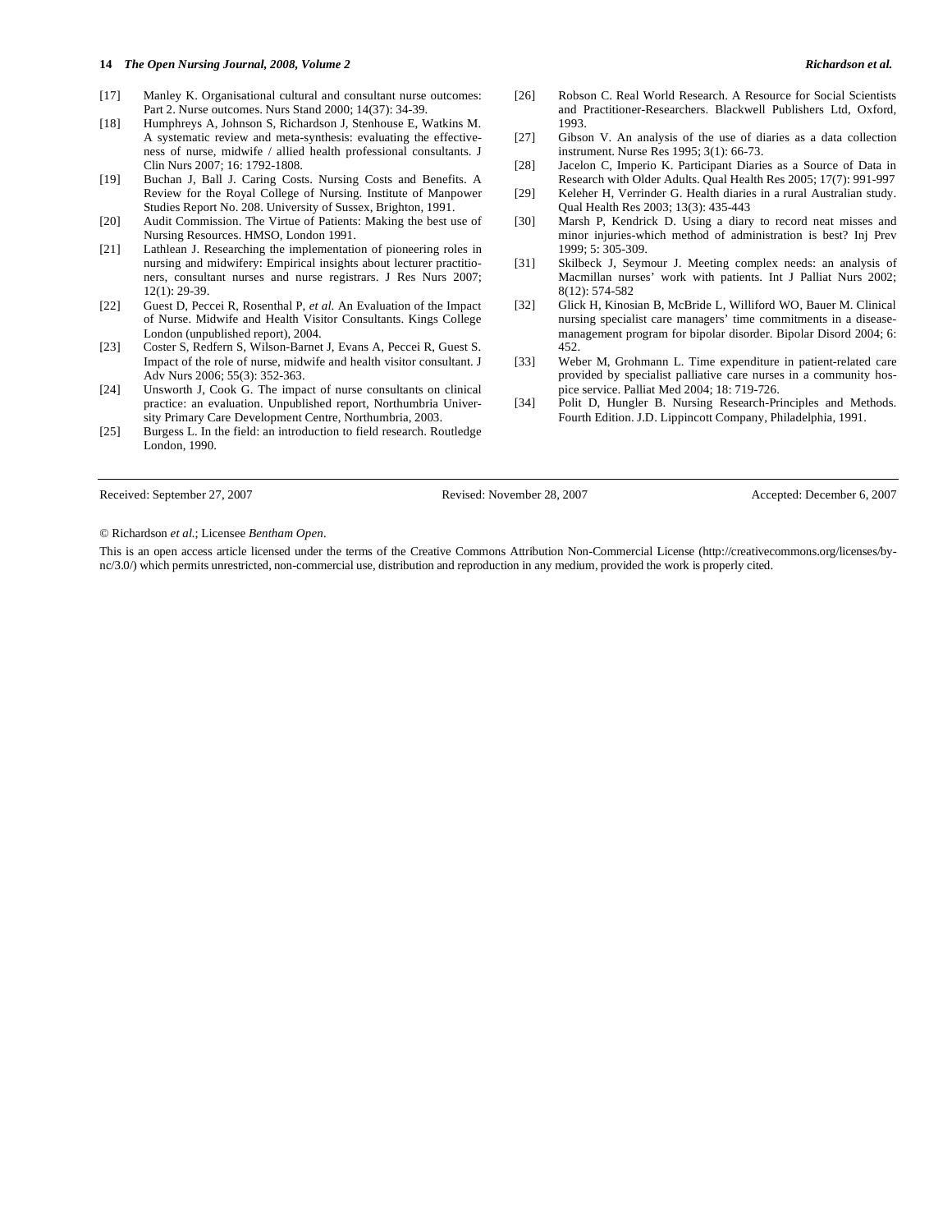[17] Manley K. Organisational cultural and consultant nurse outcomes: Part 2. Nurse outcomes. Nurs Stand 2000; 14(37): 34-39.

[18] Humphreys A, Johnson S, Richardson J, Stenhouse E, Watkins M. A systematic review and meta-synthesis: evaluating the effectiveness of nurse, midwife / allied health professional consultants. J Clin Nurs 2007; 16: 1792-1808.

[19] Buchan J, Ball J. Caring Costs. Nursing Costs and Benefits. A Review for the Royal College of Nursing. Institute of Manpower Studies Report No. 208. University of Sussex, Brighton, 1991.

[20] Audit Commission. The Virtue of Patients: Making the best use of Nursing Resources. HMSO, London 1991.

[21] Lathlean J. Researching the implementation of pioneering roles in nursing and midwifery: Empirical insights about lecturer practitioners, consultant nurses and nurse registrars. J Res Nurs 2007; 12(1): 29-39.

[22] Guest D, Peccei R, Rosenthal P, *et al.* An Evaluation of the Impact of Nurse. Midwife and Health Visitor Consultants. Kings College London (unpublished report), 2004.

[23] Coster S, Redfern S, Wilson-Barnet J, Evans A, Peccei R, Guest S. Impact of the role of nurse, midwife and health visitor consultant. J Adv Nurs 2006; 55(3): 352-363.

[24] Unsworth J, Cook G. The impact of nurse consultants on clinical practice: an evaluation. Unpublished report, Northumbria University Primary Care Development Centre, Northumbria, 2003.

[25] Burgess L. In the field: an introduction to field research. Routledge London, 1990.

[26] Robson C. Real World Research. A Resource for Social Scientists and Practitioner-Researchers. Blackwell Publishers Ltd, Oxford, 1993.

[27] Gibson V. An analysis of the use of diaries as a data collection instrument. Nurse Res 1995; 3(1): 66-73.

[28] Jacelon C, Imperio K. Participant Diaries as a Source of Data in Research with Older Adults. Qual Health Res 2005; 17(7): 991-997

[29] Keleher H, Verrinder G. Health diaries in a rural Australian study. Qual Health Res 2003; 13(3): 435-443

[30] Marsh P, Kendrick D. Using a diary to record neat misses and minor injuries-which method of administration is best? Inj Prev 1999; 5: 305-309.

[31] Skilbeck J, Seymour J. Meeting complex needs: an analysis of Macmillan nurses' work with patients. Int J Palliat Nurs 2002; 8(12): 574-582

[32] Glick H, Kinosian B, McBride L, Williford WO, Bauer M. Clinical nursing specialist care managers' time commitments in a disease-management program for bipolar disorder. Bipolar Disord 2004; 6: 452.

[33] Weber M, Grohmann L. Time expenditure in patient-related care provided by specialist palliative care nurses in a community hospice service. Palliat Med 2004; 18: 719-726.

[34] Polit D, Hungler B. Nursing Research-Principles and Methods. Fourth Edition. J.D. Lippincott Company, Philadelphia, 1991.

---

Received: September 27, 2007 Revised: November 28, 2007 Accepted: December 6, 2007

© Richardson *et al.*; Licensee *Bentham Open*.

This is an open access article licensed under the terms of the Creative Commons Attribution Non-Commercial License (http://creativecommons.org/licenses/by-nc/3.0/) which permits unrestricted, non-commercial use, distribution and reproduction in any medium, provided the work is properly cited.